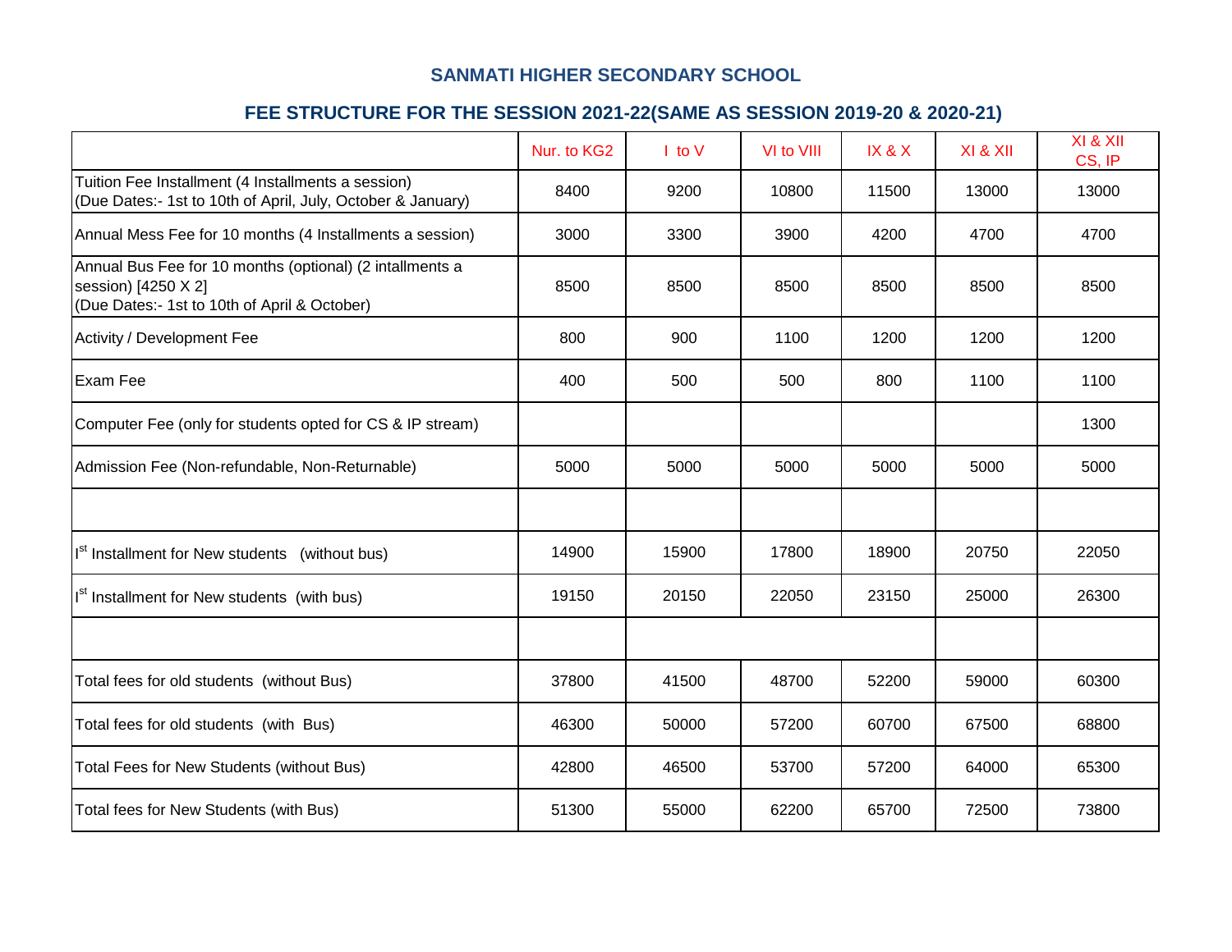## SANMATI HIGHER SECONDARY SCHOOL

## FEE STRUCTURE FOR THE SESSION 2021-22(SAME AS SESSION 2019-20 & 2020-21)

| | Nur. to KG2 | I to V | VI to VIII | IX & X | XI & XII | XI & XII CS, IP |
|---|---|---|---|---|---|---|
| Tuition Fee Installment (4 Installments a session)<br>(Due Dates:- 1st to 10th of April, July, October & January) | 8400 | 9200 | 10800 | 11500 | 13000 | 13000 |
| Annual Mess Fee for 10 months (4 Installments a session) | 3000 | 3300 | 3900 | 4200 | 4700 | 4700 |
| Annual Bus Fee for 10 months (optional) (2 intallments a session) [4250 X 2]<br>(Due Dates:- 1st to 10th of April & October) | 8500 | 8500 | 8500 | 8500 | 8500 | 8500 |
| Activity / Development Fee | 800 | 900 | 1100 | 1200 | 1200 | 1200 |
| Exam Fee | 400 | 500 | 500 | 800 | 1100 | 1100 |
| Computer Fee (only for students opted for CS & IP stream) | | | | | | 1300 |
| Admission Fee (Non-refundable, Non-Returnable) | 5000 | 5000 | 5000 | 5000 | 5000 | 5000 |
| | | | | | | |
| I[st] Installment for New students (without bus) | 14900 | 15900 | 17800 | 18900 | 20750 | 22050 |
| I[st] Installment for New students (with bus) | 19150 | 20150 | 22050 | 23150 | 25000 | 26300 |
| | | | | | | |
| Total fees for old students (without Bus) | 37800 | 41500 | 48700 | 52200 | 59000 | 60300 |
| Total fees for old students (with Bus) | 46300 | 50000 | 57200 | 60700 | 67500 | 68800 |
| Total Fees for New Students (without Bus) | 42800 | 46500 | 53700 | 57200 | 64000 | 65300 |
| Total fees for New Students (with Bus) | 51300 | 55000 | 62200 | 65700 | 72500 | 73800 |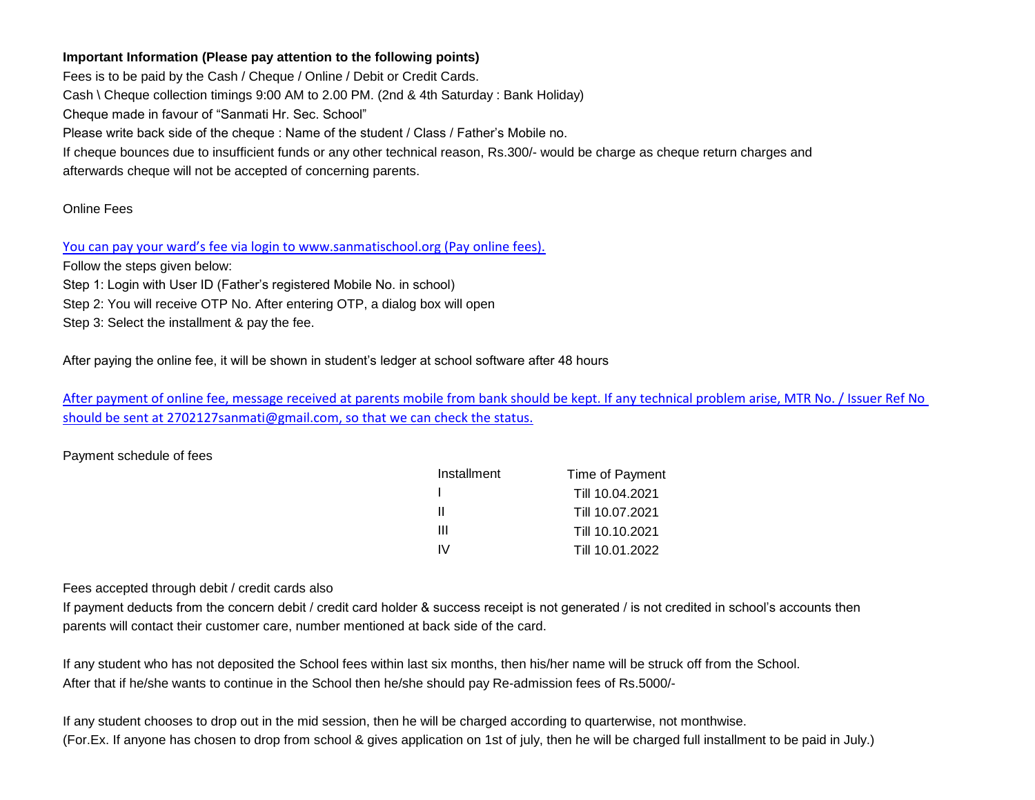**Important Information (Please pay attention to the following points)**

Fees is to be paid by the Cash / Cheque / Online / Debit or Credit Cards.

Cash \ Cheque collection timings 9:00 AM to 2.00 PM. (2nd & 4th Saturday : Bank Holiday)

Cheque made in favour of "Sanmati Hr. Sec. School"

Please write back side of the cheque : Name of the student / Class / Father's Mobile no.

If cheque bounces due to insufficient funds or any other technical reason, Rs.300/- would be charge as cheque return charges and afterwards cheque will not be accepted of concerning parents.

Online Fees

You can pay your ward's fee via login to www.sanmatischool.org (Pay online fees).

Follow the steps given below:

Step 1: Login with User ID (Father's registered Mobile No. in school)

Step 2: You will receive OTP No. After entering OTP, a dialog box will open

Step 3: Select the installment & pay the fee.

After paying the online fee, it will be shown in student's ledger at school software after 48 hours

After payment of online fee, message received at parents mobile from bank should be kept. If any technical problem arise, MTR No. / Issuer Ref No should be sent at 2702127sanmati@gmail.com, so that we can check the status.

Payment schedule of fees

| Installment | Time of Payment |
|---|---|
| I | Till 10.04.2021 |
| II | Till 10.07.2021 |
| III | Till 10.10.2021 |
| IV | Till 10.01.2022 |

Fees accepted through debit / credit cards also

If payment deducts from the concern debit / credit card holder & success receipt is not generated / is not credited in school's accounts then parents will contact their customer care, number mentioned at back side of the card.

If any student who has not deposited the School fees within last six months, then his/her name will be struck off from the School. After that if he/she wants to continue in the School then he/she should pay Re-admission fees of Rs.5000/-

If any student chooses to drop out in the mid session, then he will be charged according to quarterwise, not monthwise.
(For.Ex. If anyone has chosen to drop from school & gives application on 1st of july, then he will be charged full installment to be paid in July.)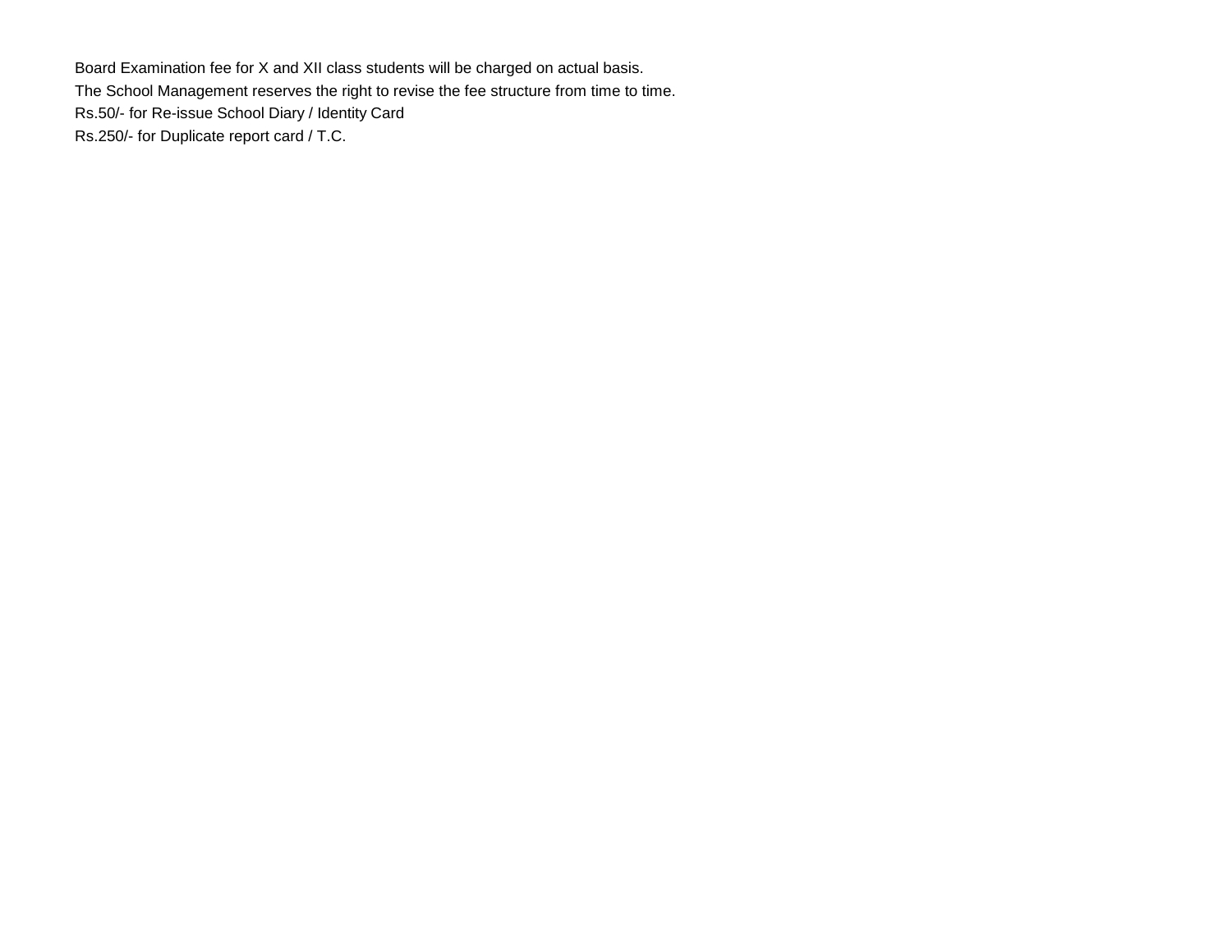Board Examination fee for X and XII class students will be charged on actual basis.
The School Management reserves the right to revise the fee structure from time to time.
Rs.50/- for Re-issue School Diary / Identity Card
Rs.250/- for Duplicate report card / T.C.